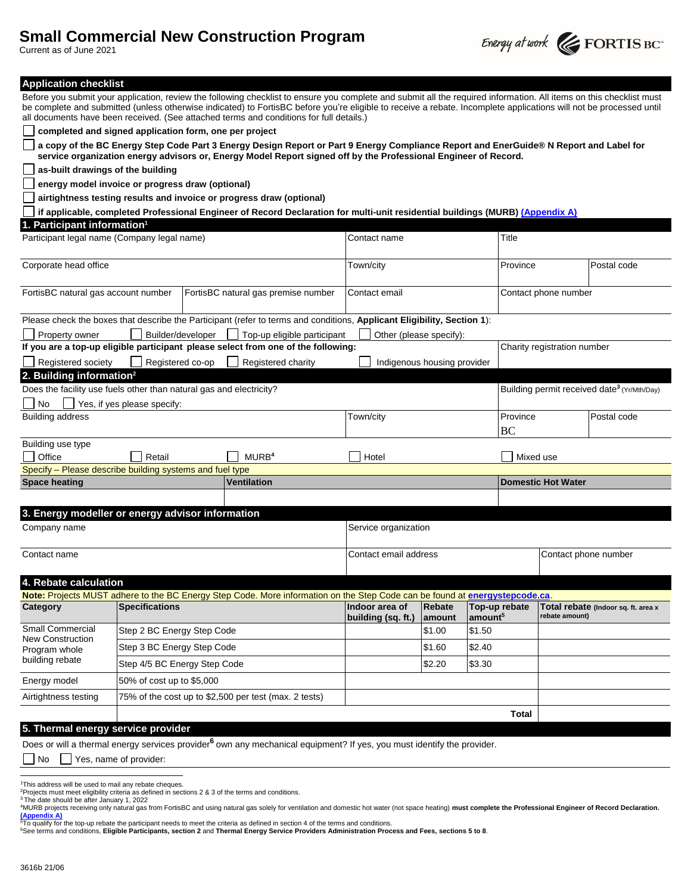# Small Commercial New Construction Program

Current as of June 2021

## Application checklist

Before you submit your application, review the following checklist to ensure you complete and submit all the required information. All items on this checklist must be complete and submitted (unless otherwise indicated) to FortisBC before you're eligible to receive a rebate. Incomplete applications will not be processed until all documents have been received. (See attached terms and conditions for full details.)

- ☐ **completed and signed application form, one per project**
- ☐ **a copy of the BC Energy Step Code Part 3 Energy Design Report or Part 9 Energy Compliance Report and EnerGuide® N Report and Label for service organization energy advisors or, Energy Model Report signed off by the Professional Engineer of Record.**
- ☐ **as-built drawings of the building**
- ☐ **energy model invoice or progress draw (optional)**
- ☐ **airtightness testing results and invoice or progress draw (optional)**
- ☐ **if applicable, completed Professional Engineer of Record Declaration for multi-unit residential buildings (MURB) (Appendix A)**

## 1. Participant information[1]

| Participant legal name (Company legal name) | | Contact name | Title | |
|---|---|---|---|---|
| Corporate head office | | Town/city | Province | Postal code |
| FortisBC natural gas account number | FortisBC natural gas premise number | Contact email | Contact phone number | |

Please check the boxes that describe the Participant (refer to terms and conditions, **Applicant Eligibility, Section 1**):

☐ Property owner ☐ Builder/developer ☐ Top-up eligible participant ☐ Other (please specify):

**If you are a top-up eligible participant please select from one of the following:**

☐ Registered society ☐ Registered co-op ☐ Registered charity ☐ Indigenous housing provider

Charity registration number

## 2. Building information[2]

Does the facility use fuels other than natural gas and electricity?

☐ No ☐ Yes, if yes please specify:

Building permit received date[3] (Yr/Mth/Day)

| Building address | Town/city | Province | Postal code |
|---|---|---|---|
| | | BC | |

Building use type

☐ Office ☐ Retail ☐ MURB[4] ☐ Hotel ☐ Mixed use

Specify – Please describe building systems and fuel type

| **Space heating** | **Ventilation** | **Domestic Hot Water** |
|---|---|---|
| | | |

## 3. Energy modeller or energy advisor information

| Company name | Service organization | |
|---|---|---|
| Contact name | Contact email address | Contact phone number |

## 4. Rebate calculation

**Note:** Projects MUST adhere to the BC Energy Step Code. More information on the Step Code can be found at **energystepcode.ca**.

| Category | Specifications | Indoor area of building (sq. ft.) | Rebate amount | Top-up rebate amount[5] | Total rebate (Indoor sq. ft. area x rebate amount) |
|---|---|---|---|---|---|
| Small Commercial New Construction Program whole building rebate | Step 2 BC Energy Step Code | | $1.00 | $1.50 | |
| | Step 3 BC Energy Step Code | | $1.60 | $2.40 | |
| | Step 4/5 BC Energy Step Code | | $2.20 | $3.30 | |
| Energy model | 50% of cost up to $5,000 | | | | |
| Airtightness testing | 75% of the cost up to $2,500 per test (max. 2 tests) | | | | |
| | | | | **Total** | |

## 5. Thermal energy service provider

Does or will a thermal energy services provider[6] own any mechanical equipment? If yes, you must identify the provider.

☐ No ☐ Yes, name of provider:

---

[1] This address will be used to mail any rebate cheques.
[2] Projects must meet eligibility criteria as defined in sections 2 & 3 of the terms and conditions.
[3] The date should be after January 1, 2022
[4] MURB projects receiving only natural gas from FortisBC and using natural gas solely for ventilation and domestic hot water (not space heating) **must complete the Professional Engineer of Record Declaration. (Appendix A)**
[5] To qualify for the top-up rebate the participant needs to meet the criteria as defined in section 4 of the terms and conditions.
[6] See terms and conditions, **Eligible Participants, section 2** and **Thermal Energy Service Providers Administration Process and Fees, sections 5 to 8**.

3616b 21/06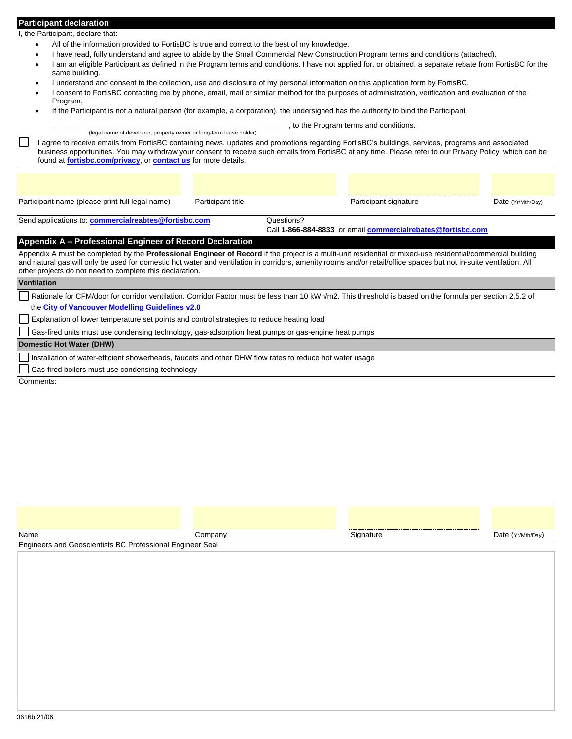## Participant declaration

I, the Participant, declare that:

- All of the information provided to FortisBC is true and correct to the best of my knowledge.
- I have read, fully understand and agree to abide by the Small Commercial New Construction Program terms and conditions (attached).
- I am an eligible Participant as defined in the Program terms and conditions. I have not applied for, or obtained, a separate rebate from FortisBC for the same building.
- I understand and consent to the collection, use and disclosure of my personal information on this application form by FortisBC.
- I consent to FortisBC contacting me by phone, email, mail or similar method for the purposes of administration, verification and evaluation of the Program.
- If the Participant is not a natural person (for example, a corporation), the undersigned has the authority to bind the Participant.

_______________________________________________, to the Program terms and conditions.
(legal name of developer, property owner or long-term lease holder)

☐ I agree to receive emails from FortisBC containing news, updates and promotions regarding FortisBC's buildings, services, programs and associated business opportunities. You may withdraw your consent to receive such emails from FortisBC at any time. Please refer to our Privacy Policy, which can be found at **fortisbc.com/privacy**, or **contact us** for more details.

| Participant name (please print full legal name) | Participant title | Participant signature | Date (Yr/Mth/Day) |
|---|---|---|---|
| | | | |

Send applications to: **commercialreabtes@fortisbc.com**

Questions?
Call **1-866-884-8833** or email **commercialrebates@fortisbc.com**

## Appendix A – Professional Engineer of Record Declaration

Appendix A must be completed by the **Professional Engineer of Record** if the project is a multi-unit residential or mixed-use residential/commercial building and natural gas will only be used for domestic hot water and ventilation in corridors, amenity rooms and/or retail/office spaces but not in-suite ventilation. All other projects do not need to complete this declaration.

### Ventilation

☐ Rationale for CFM/door for corridor ventilation. Corridor Factor must be less than 10 kWh/m2. This threshold is based on the formula per section 2.5.2 of the **City of Vancouver Modelling Guidelines v2.0**

☐ Explanation of lower temperature set points and control strategies to reduce heating load

☐ Gas-fired units must use condensing technology, gas-adsorption heat pumps or gas-engine heat pumps

### Domestic Hot Water (DHW)

☐ Installation of water-efficient showerheads, faucets and other DHW flow rates to reduce hot water usage

☐ Gas-fired boilers must use condensing technology

Comments:

| Name | Company | Signature | Date (Yr/Mth/Day) |
|---|---|---|---|
| | | | |

Engineers and Geoscientists BC Professional Engineer Seal

3616b 21/06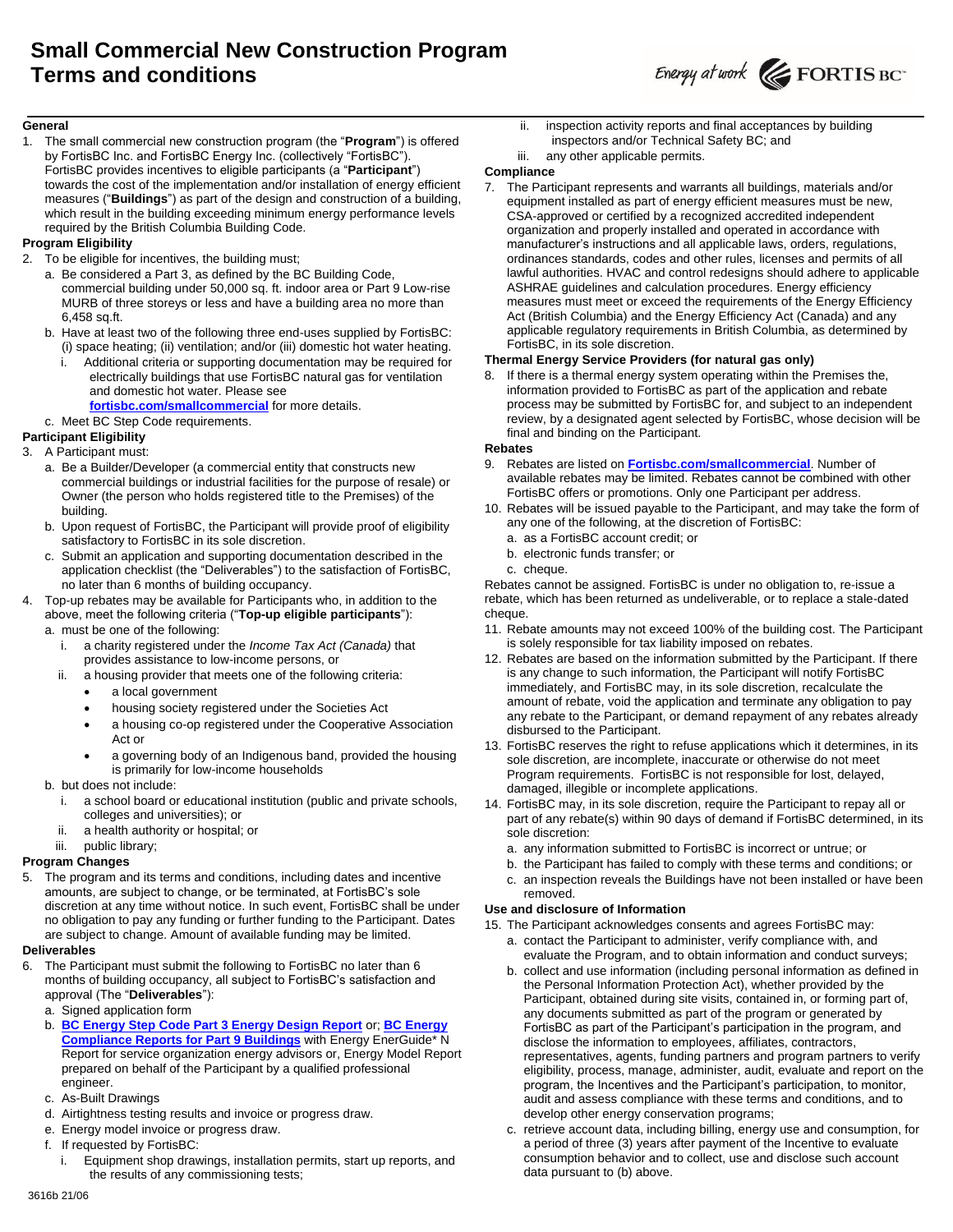# Small Commercial New Construction Program Terms and conditions

**General**

1. The small commercial new construction program (the "**Program**") is offered by FortisBC Inc. and FortisBC Energy Inc. (collectively "FortisBC"). FortisBC provides incentives to eligible participants (a "**Participant**") towards the cost of the implementation and/or installation of energy efficient measures ("**Buildings**") as part of the design and construction of a building, which result in the building exceeding minimum energy performance levels required by the British Columbia Building Code.

**Program Eligibility**

2. To be eligible for incentives, the building must;
   a. Be considered a Part 3, as defined by the BC Building Code, commercial building under 50,000 sq. ft. indoor area or Part 9 Low-rise MURB of three storeys or less and have a building area no more than 6,458 sq.ft.
   b. Have at least two of the following three end-uses supplied by FortisBC: (i) space heating; (ii) ventilation; and/or (iii) domestic hot water heating.
      i. Additional criteria or supporting documentation may be required for electrically buildings that use FortisBC natural gas for ventilation and domestic hot water. Please see **fortisbc.com/smallcommercial** for more details.
   c. Meet BC Step Code requirements.

**Participant Eligibility**

3. A Participant must:
   a. Be a Builder/Developer (a commercial entity that constructs new commercial buildings or industrial facilities for the purpose of resale) or Owner (the person who holds registered title to the Premises) of the building.
   b. Upon request of FortisBC, the Participant will provide proof of eligibility satisfactory to FortisBC in its sole discretion.
   c. Submit an application and supporting documentation described in the application checklist (the "Deliverables") to the satisfaction of FortisBC, no later than 6 months of building occupancy.
4. Top-up rebates may be available for Participants who, in addition to the above, meet the following criteria ("**Top-up eligible participants**"):
   a. must be one of the following:
      i. a charity registered under the *Income Tax Act (Canada)* that provides assistance to low-income persons, or
      ii. a housing provider that meets one of the following criteria:
         - a local government
         - housing society registered under the Societies Act
         - a housing co-op registered under the Cooperative Association Act or
         - a governing body of an Indigenous band, provided the housing is primarily for low-income households
   b. but does not include:
      i. a school board or educational institution (public and private schools, colleges and universities); or
      ii. a health authority or hospital; or
      iii. public library;

**Program Changes**

5. The program and its terms and conditions, including dates and incentive amounts, are subject to change, or be terminated, at FortisBC's sole discretion at any time without notice. In such event, FortisBC shall be under no obligation to pay any funding or further funding to the Participant. Dates are subject to change. Amount of available funding may be limited.

**Deliverables**

6. The Participant must submit the following to FortisBC no later than 6 months of building occupancy, all subject to FortisBC's satisfaction and approval (The "**Deliverables**"):
   a. Signed application form
   b. **BC Energy Step Code Part 3 Energy Design Report** or; **BC Energy Compliance Reports for Part 9 Buildings** with Energy EnerGuide* N Report for service organization energy advisors or, Energy Model Report prepared on behalf of the Participant by a qualified professional engineer.
   c. As-Built Drawings
   d. Airtightness testing results and invoice or progress draw.
   e. Energy model invoice or progress draw.
   f. If requested by FortisBC:
      i. Equipment shop drawings, installation permits, start up reports, and the results of any commissioning tests;
      ii. inspection activity reports and final acceptances by building inspectors and/or Technical Safety BC; and
      iii. any other applicable permits.

**Compliance**

7. The Participant represents and warrants all buildings, materials and/or equipment installed as part of energy efficient measures must be new, CSA-approved or certified by a recognized accredited independent organization and properly installed and operated in accordance with manufacturer's instructions and all applicable laws, orders, regulations, ordinances standards, codes and other rules, licenses and permits of all lawful authorities. HVAC and control redesigns should adhere to applicable ASHRAE guidelines and calculation procedures. Energy efficiency measures must meet or exceed the requirements of the Energy Efficiency Act (British Columbia) and the Energy Efficiency Act (Canada) and any applicable regulatory requirements in British Columbia, as determined by FortisBC, in its sole discretion.

**Thermal Energy Service Providers (for natural gas only)**

8. If there is a thermal energy system operating within the Premises the, information provided to FortisBC as part of the application and rebate process may be submitted by FortisBC for, and subject to an independent review, by a designated agent selected by FortisBC, whose decision will be final and binding on the Participant.

**Rebates**

9. Rebates are listed on **Fortisbc.com/smallcommercial**. Number of available rebates may be limited. Rebates cannot be combined with other FortisBC offers or promotions. Only one Participant per address.
10. Rebates will be issued payable to the Participant, and may take the form of any one of the following, at the discretion of FortisBC:
    a. as a FortisBC account credit; or
    b. electronic funds transfer; or
    c. cheque.

Rebates cannot be assigned. FortisBC is under no obligation to, re-issue a rebate, which has been returned as undeliverable, or to replace a stale-dated cheque.

11. Rebate amounts may not exceed 100% of the building cost. The Participant is solely responsible for tax liability imposed on rebates.
12. Rebates are based on the information submitted by the Participant. If there is any change to such information, the Participant will notify FortisBC immediately, and FortisBC may, in its sole discretion, recalculate the amount of rebate, void the application and terminate any obligation to pay any rebate to the Participant, or demand repayment of any rebates already disbursed to the Participant.
13. FortisBC reserves the right to refuse applications which it determines, in its sole discretion, are incomplete, inaccurate or otherwise do not meet Program requirements. FortisBC is not responsible for lost, delayed, damaged, illegible or incomplete applications.
14. FortisBC may, in its sole discretion, require the Participant to repay all or part of any rebate(s) within 90 days of demand if FortisBC determined, in its sole discretion:
    a. any information submitted to FortisBC is incorrect or untrue; or
    b. the Participant has failed to comply with these terms and conditions; or
    c. an inspection reveals the Buildings have not been installed or have been removed.

**Use and disclosure of Information**

15. The Participant acknowledges consents and agrees FortisBC may:
    a. contact the Participant to administer, verify compliance with, and evaluate the Program, and to obtain information and conduct surveys;
    b. collect and use information (including personal information as defined in the Personal Information Protection Act), whether provided by the Participant, obtained during site visits, contained in, or forming part of, any documents submitted as part of the program or generated by FortisBC as part of the Participant's participation in the program, and disclose the information to employees, affiliates, contractors, representatives, agents, funding partners and program partners to verify eligibility, process, manage, administer, audit, evaluate and report on the program, the Incentives and the Participant's participation, to monitor, audit and assess compliance with these terms and conditions, and to develop other energy conservation programs;
    c. retrieve account data, including billing, energy use and consumption, for a period of three (3) years after payment of the Incentive to evaluate consumption behavior and to collect, use and disclose such account data pursuant to (b) above.

3616b 21/06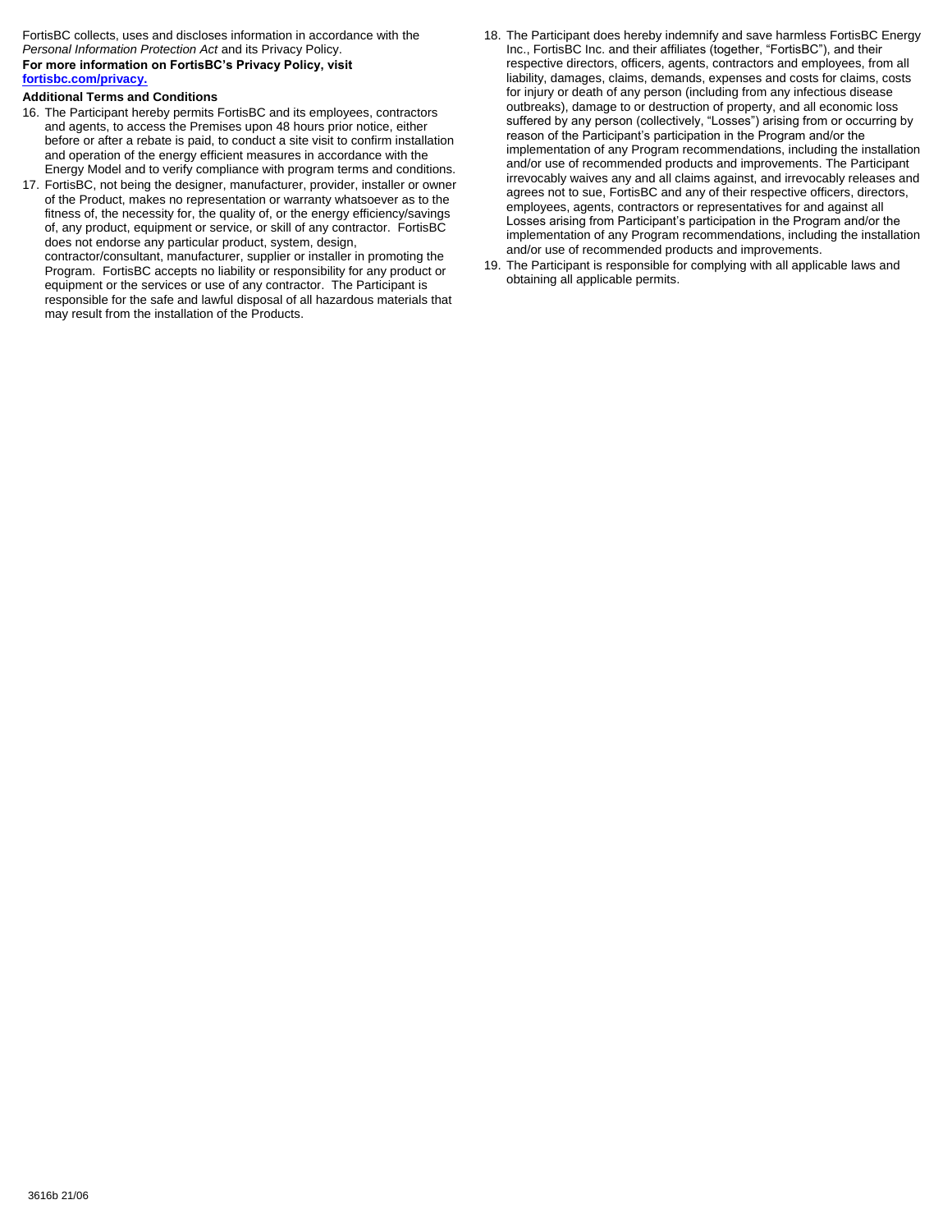FortisBC collects, uses and discloses information in accordance with the *Personal Information Protection Act* and its Privacy Policy.
**For more information on FortisBC's Privacy Policy, visit [fortisbc.com/privacy.](fortisbc.com/privacy)**

**Additional Terms and Conditions**

16. The Participant hereby permits FortisBC and its employees, contractors and agents, to access the Premises upon 48 hours prior notice, either before or after a rebate is paid, to conduct a site visit to confirm installation and operation of the energy efficient measures in accordance with the Energy Model and to verify compliance with program terms and conditions.
17. FortisBC, not being the designer, manufacturer, provider, installer or owner of the Product, makes no representation or warranty whatsoever as to the fitness of, the necessity for, the quality of, or the energy efficiency/savings of, any product, equipment or service, or skill of any contractor. FortisBC does not endorse any particular product, system, design, contractor/consultant, manufacturer, supplier or installer in promoting the Program. FortisBC accepts no liability or responsibility for any product or equipment or the services or use of any contractor. The Participant is responsible for the safe and lawful disposal of all hazardous materials that may result from the installation of the Products.
18. The Participant does hereby indemnify and save harmless FortisBC Energy Inc., FortisBC Inc. and their affiliates (together, "FortisBC"), and their respective directors, officers, agents, contractors and employees, from all liability, damages, claims, demands, expenses and costs for claims, costs for injury or death of any person (including from any infectious disease outbreaks), damage to or destruction of property, and all economic loss suffered by any person (collectively, "Losses") arising from or occurring by reason of the Participant's participation in the Program and/or the implementation of any Program recommendations, including the installation and/or use of recommended products and improvements. The Participant irrevocably waives any and all claims against, and irrevocably releases and agrees not to sue, FortisBC and any of their respective officers, directors, employees, agents, contractors or representatives for and against all Losses arising from Participant's participation in the Program and/or the implementation of any Program recommendations, including the installation and/or use of recommended products and improvements.
19. The Participant is responsible for complying with all applicable laws and obtaining all applicable permits.

3616b 21/06